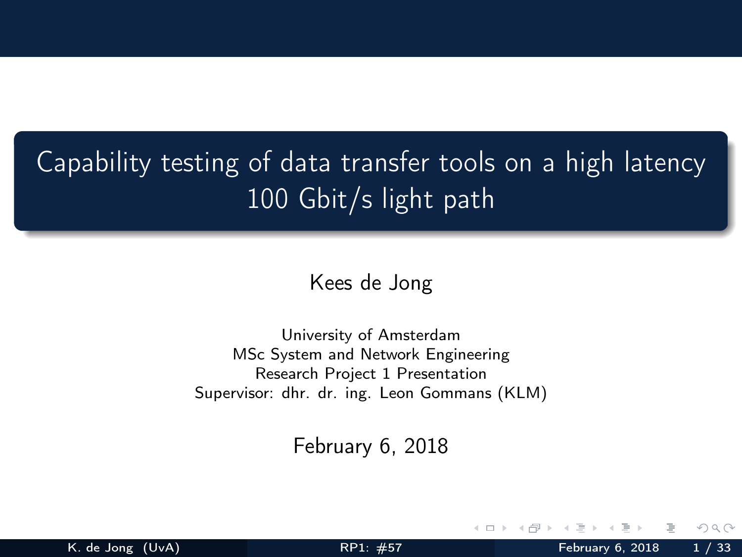# Capability testing of data transfer tools on a high latency 100 Gbit/s light path

Kees de Jong

University of Amsterdam
MSc System and Network Engineering
Research Project 1 Presentation
Supervisor: dhr. dr. ing. Leon Gommans (KLM)

February 6, 2018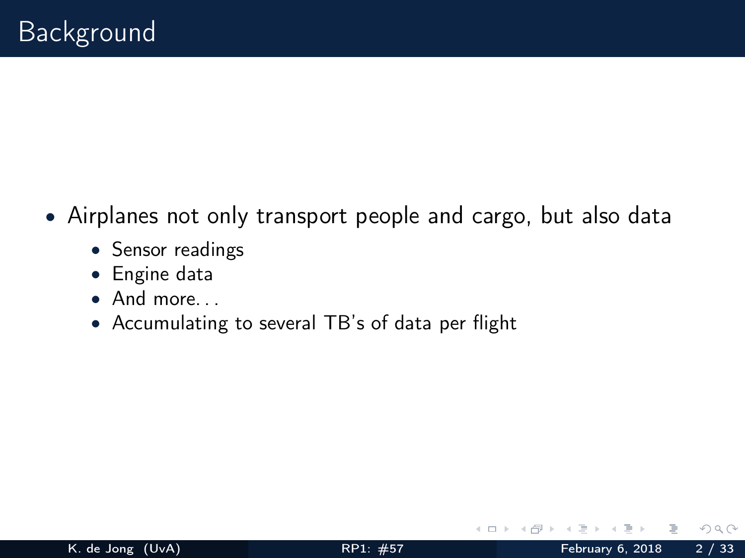# Background

- Airplanes not only transport people and cargo, but also data
  - Sensor readings
  - Engine data
  - And more...
  - Accumulating to several TB's of data per flight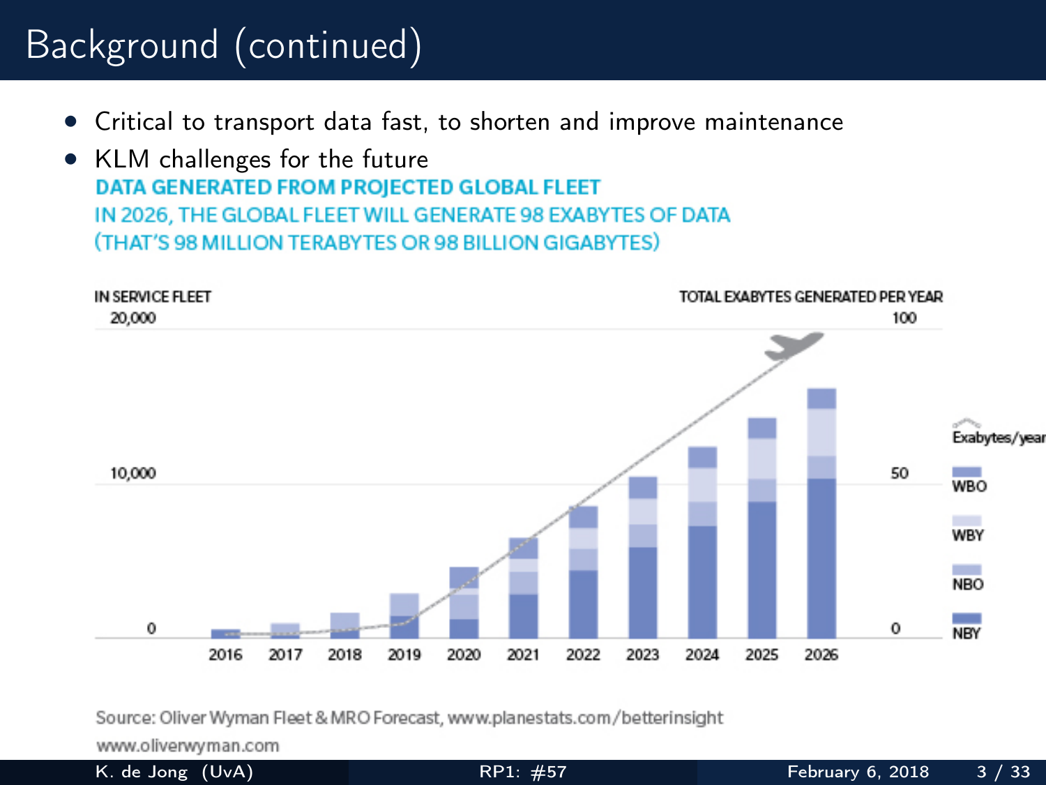# Background (continued)

- Critical to transport data fast, to shorten and improve maintenance
- KLM challenges for the future

**DATA GENERATED FROM PROJECTED GLOBAL FLEET**

IN 2026, THE GLOBAL FLEET WILL GENERATE 98 EXABYTES OF DATA (THAT'S 98 MILLION TERABYTES OR 98 BILLION GIGABYTES)

IN SERVICE FLEET — TOTAL EXABYTES GENERATED PER YEAR

20,000 / 10,000 / 0 — 100 / 50 / 0

2016 2017 2018 2019 2020 2021 2022 2023 2024 2025 2026

Exabytes/year, WBO, WBY, NBO, NBY

Source: Oliver Wyman Fleet & MRO Forecast, www.planestats.com/betterinsight
www.oliverwyman.com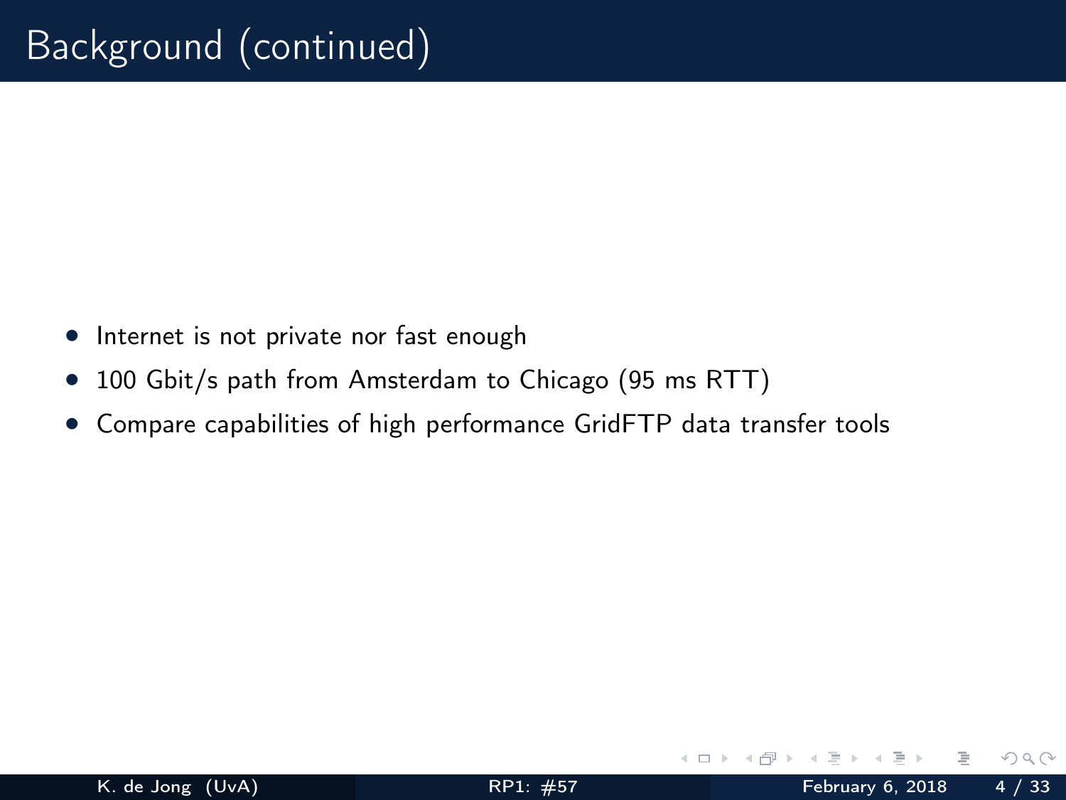# Background (continued)

- Internet is not private nor fast enough
- 100 Gbit/s path from Amsterdam to Chicago (95 ms RTT)
- Compare capabilities of high performance GridFTP data transfer tools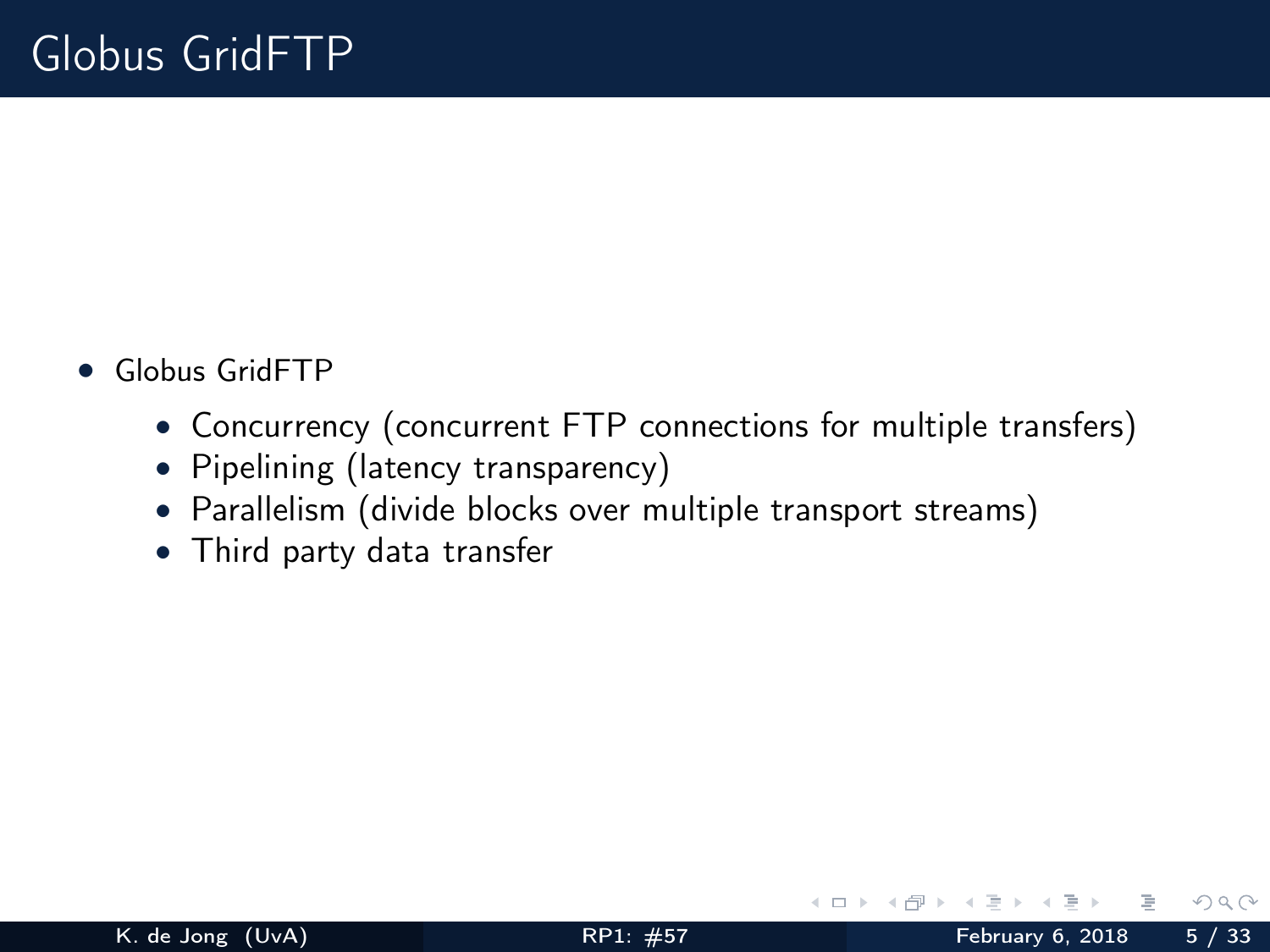# Globus GridFTP

- Globus GridFTP
  - Concurrency (concurrent FTP connections for multiple transfers)
  - Pipelining (latency transparency)
  - Parallelism (divide blocks over multiple transport streams)
  - Third party data transfer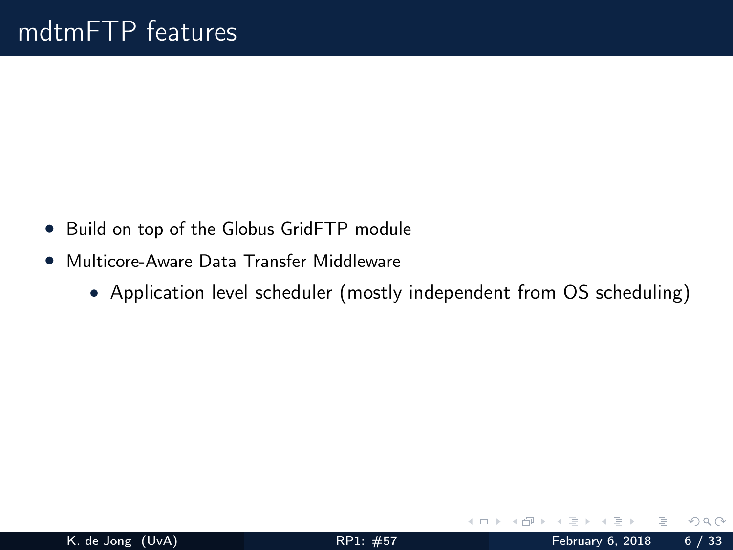# mdtmFTP features

- Build on top of the Globus GridFTP module
- Multicore-Aware Data Transfer Middleware
  - Application level scheduler (mostly independent from OS scheduling)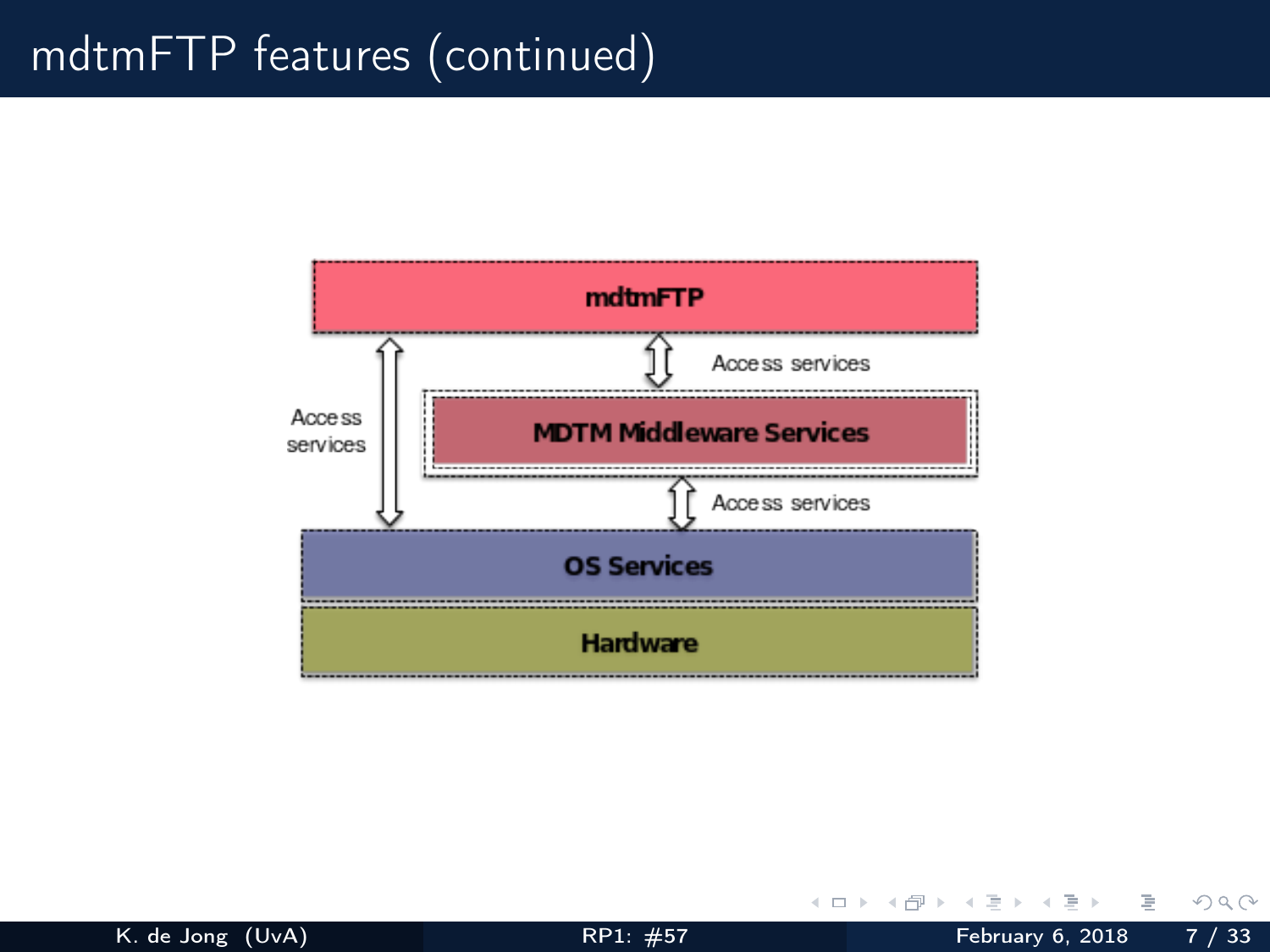# mdtmFTP features (continued)

mdtmFTP

Access services

Access services

MDTM Middleware Services

Access services

OS Services

Hardware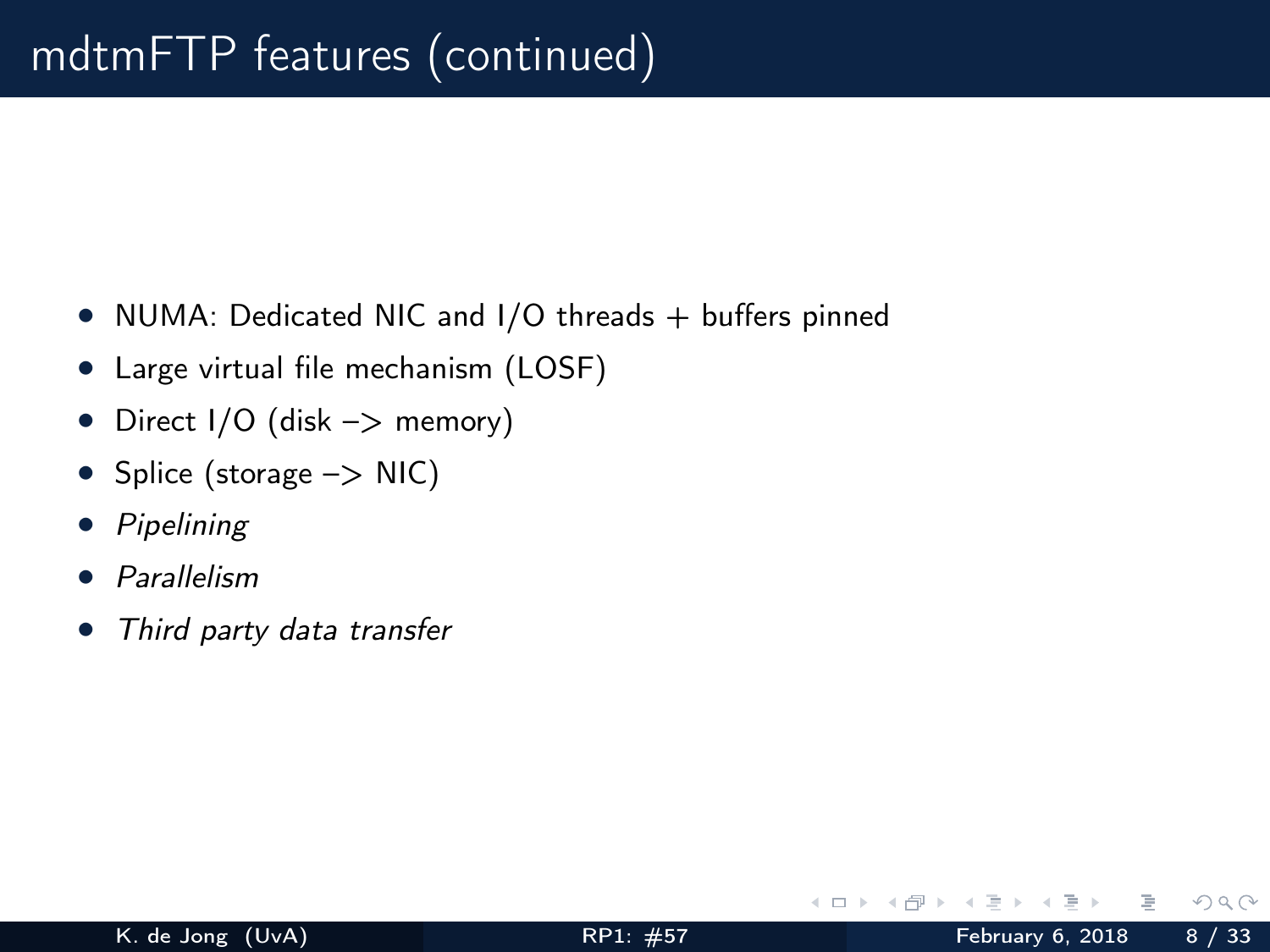# mdtmFTP features (continued)

- NUMA: Dedicated NIC and I/O threads + buffers pinned
- Large virtual file mechanism (LOSF)
- Direct I/O (disk –> memory)
- Splice (storage –> NIC)
- *Pipelining*
- *Parallelism*
- *Third party data transfer*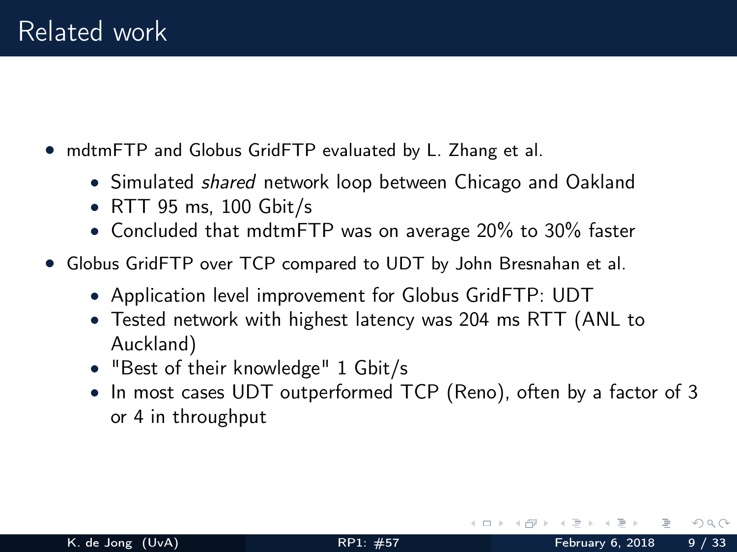# Related work

- mdtmFTP and Globus GridFTP evaluated by L. Zhang et al.
  - Simulated *shared* network loop between Chicago and Oakland
  - RTT 95 ms, 100 Gbit/s
  - Concluded that mdtmFTP was on average 20% to 30% faster
- Globus GridFTP over TCP compared to UDT by John Bresnahan et al.
  - Application level improvement for Globus GridFTP: UDT
  - Tested network with highest latency was 204 ms RTT (ANL to Auckland)
  - "Best of their knowledge" 1 Gbit/s
  - In most cases UDT outperformed TCP (Reno), often by a factor of 3 or 4 in throughput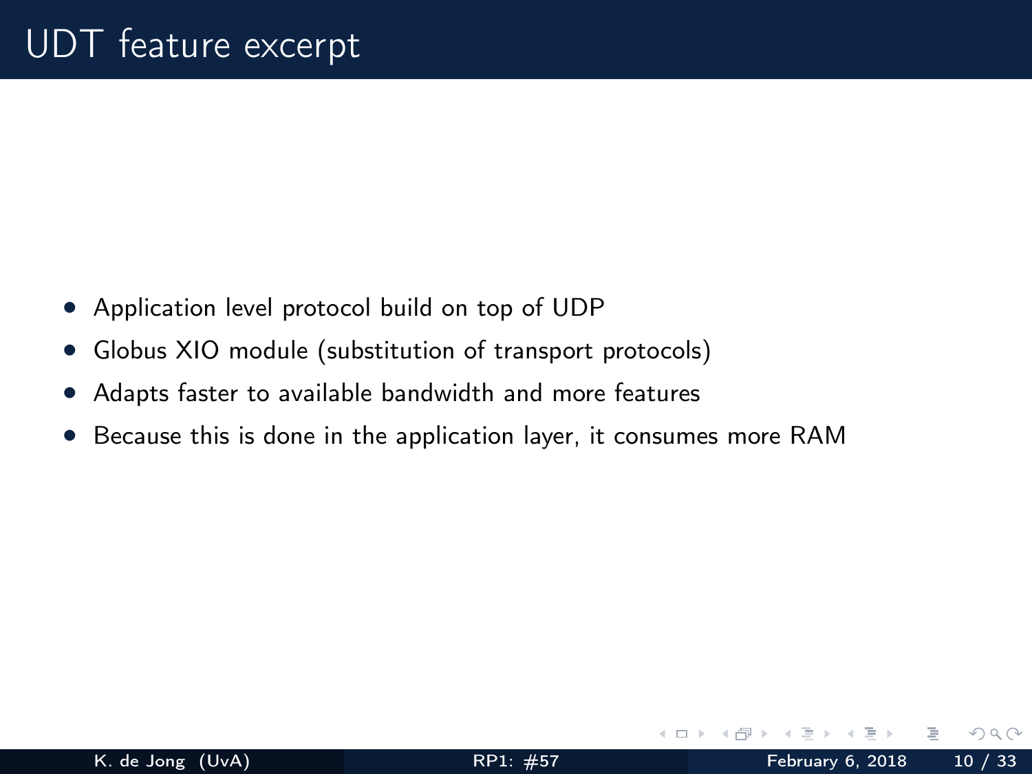# UDT feature excerpt

- Application level protocol build on top of UDP
- Globus XIO module (substitution of transport protocols)
- Adapts faster to available bandwidth and more features
- Because this is done in the application layer, it consumes more RAM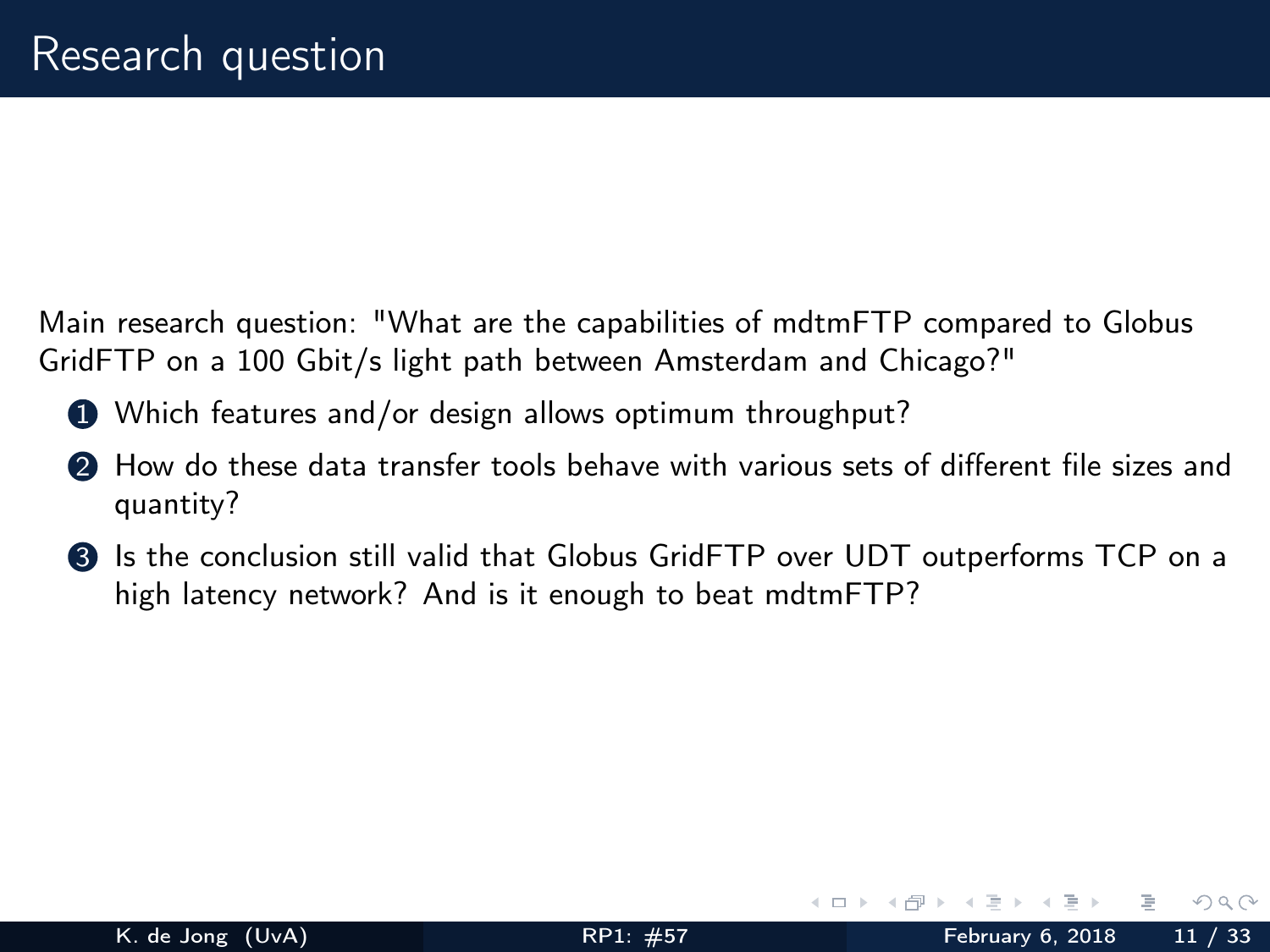# Research question

Main research question: "What are the capabilities of mdtmFTP compared to Globus GridFTP on a 100 Gbit/s light path between Amsterdam and Chicago?"

1. Which features and/or design allows optimum throughput?
2. How do these data transfer tools behave with various sets of different file sizes and quantity?
3. Is the conclusion still valid that Globus GridFTP over UDT outperforms TCP on a high latency network? And is it enough to beat mdtmFTP?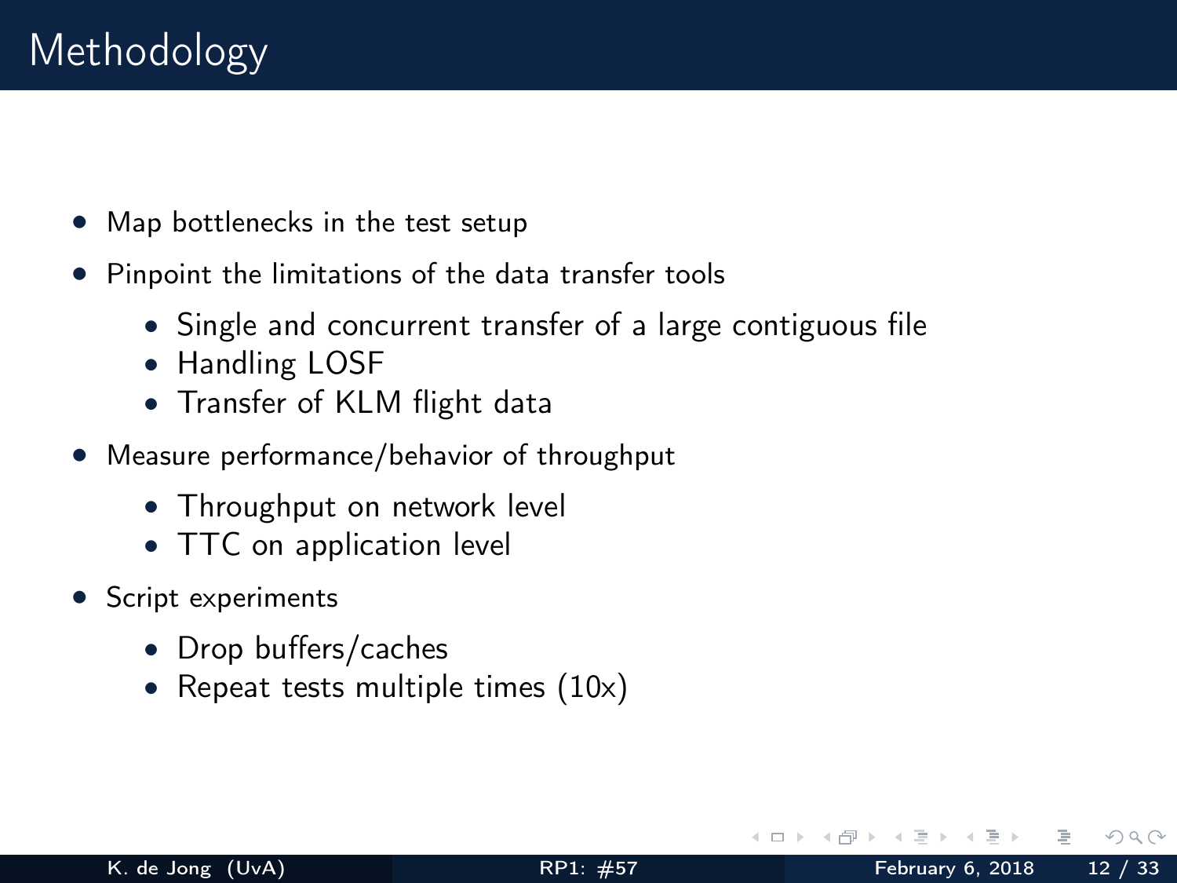# Methodology

- Map bottlenecks in the test setup
- Pinpoint the limitations of the data transfer tools
  - Single and concurrent transfer of a large contiguous file
  - Handling LOSF
  - Transfer of KLM flight data
- Measure performance/behavior of throughput
  - Throughput on network level
  - TTC on application level
- Script experiments
  - Drop buffers/caches
  - Repeat tests multiple times (10x)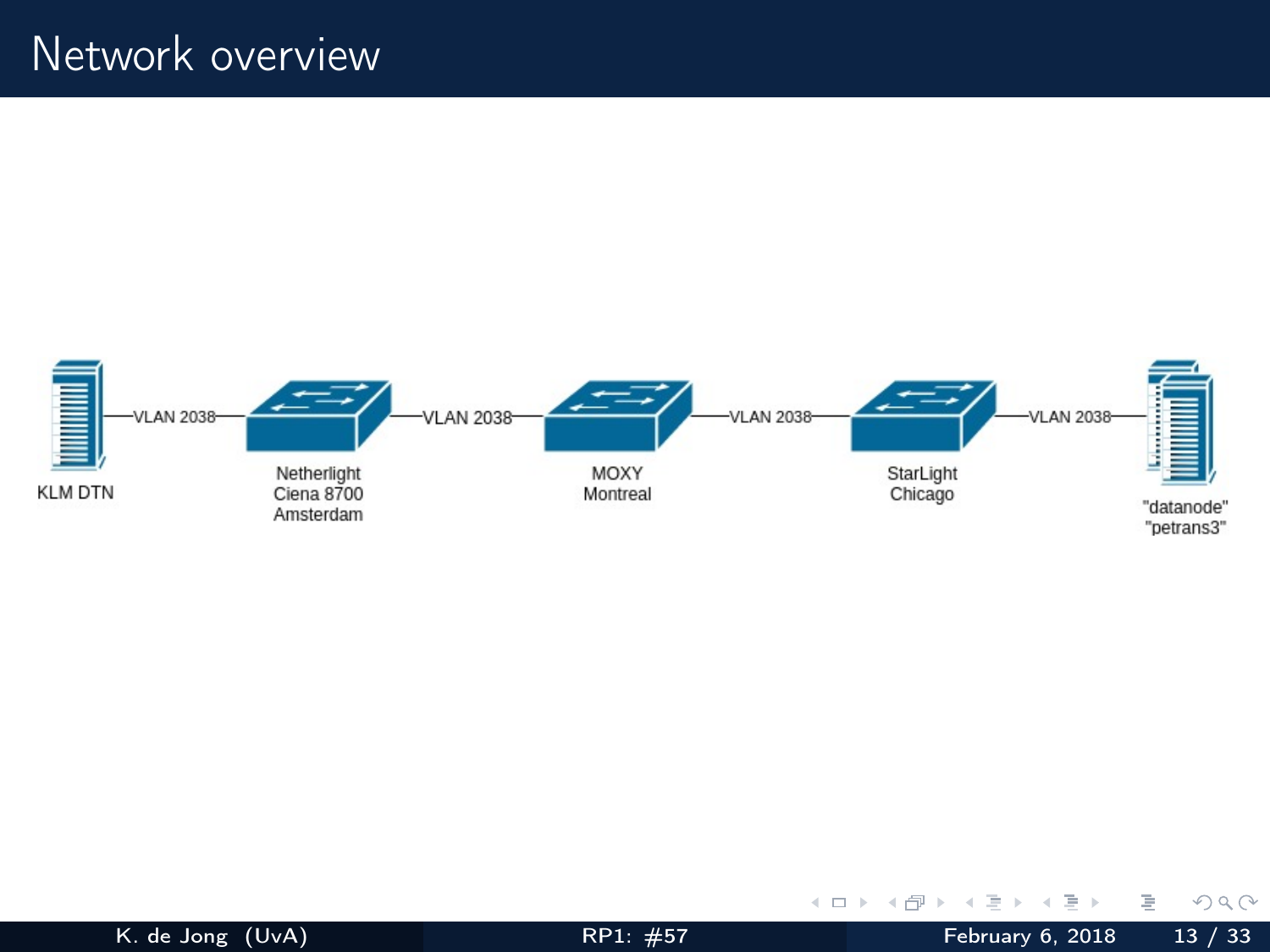# Network overview

KLM DTN —VLAN 2038— Netherlight Ciena 8700 Amsterdam —VLAN 2038— MOXY Montreal —VLAN 2038— StarLight Chicago —VLAN 2038— "datanode" "petrans3"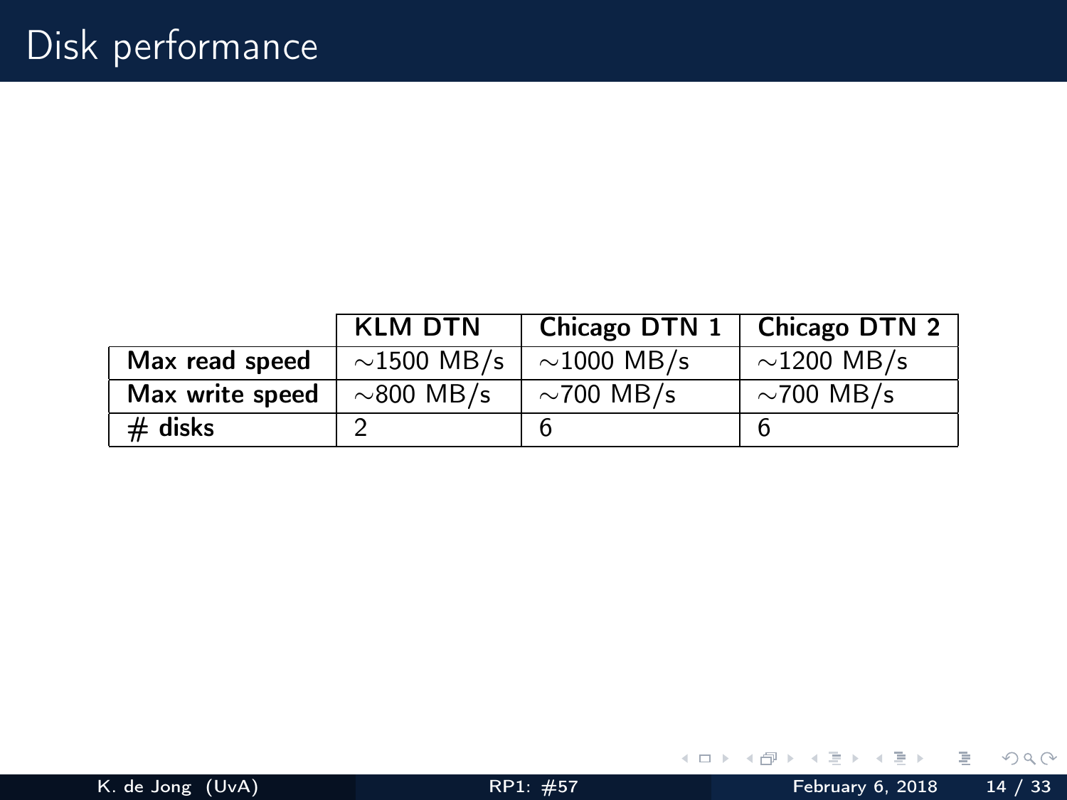# Disk performance

| | KLM DTN | Chicago DTN 1 | Chicago DTN 2 |
|---|---|---|---|
| **Max read speed** | ∼1500 MB/s | ∼1000 MB/s | ∼1200 MB/s |
| **Max write speed** | ∼800 MB/s | ∼700 MB/s | ∼700 MB/s |
| **# disks** | 2 | 6 | 6 |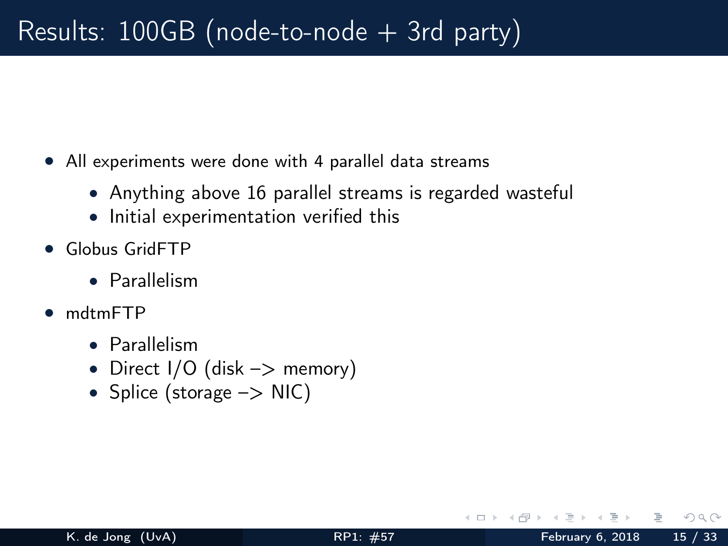# Results: 100GB (node-to-node + 3rd party)

- All experiments were done with 4 parallel data streams
  - Anything above 16 parallel streams is regarded wasteful
  - Initial experimentation verified this
- Globus GridFTP
  - Parallelism
- mdtmFTP
  - Parallelism
  - Direct I/O (disk –> memory)
  - Splice (storage –> NIC)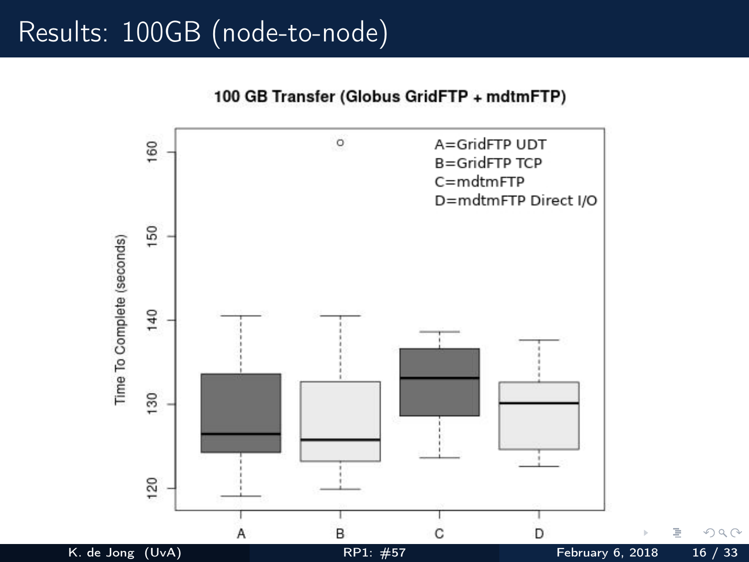# Results: 100GB (node-to-node)

**100 GB Transfer (Globus GridFTP + mdtmFTP)**

A=GridFTP UDT
B=GridFTP TCP
C=mdtmFTP
D=mdtmFTP Direct I/O

Time To Complete (seconds)

160
150
140
130
120

A B C D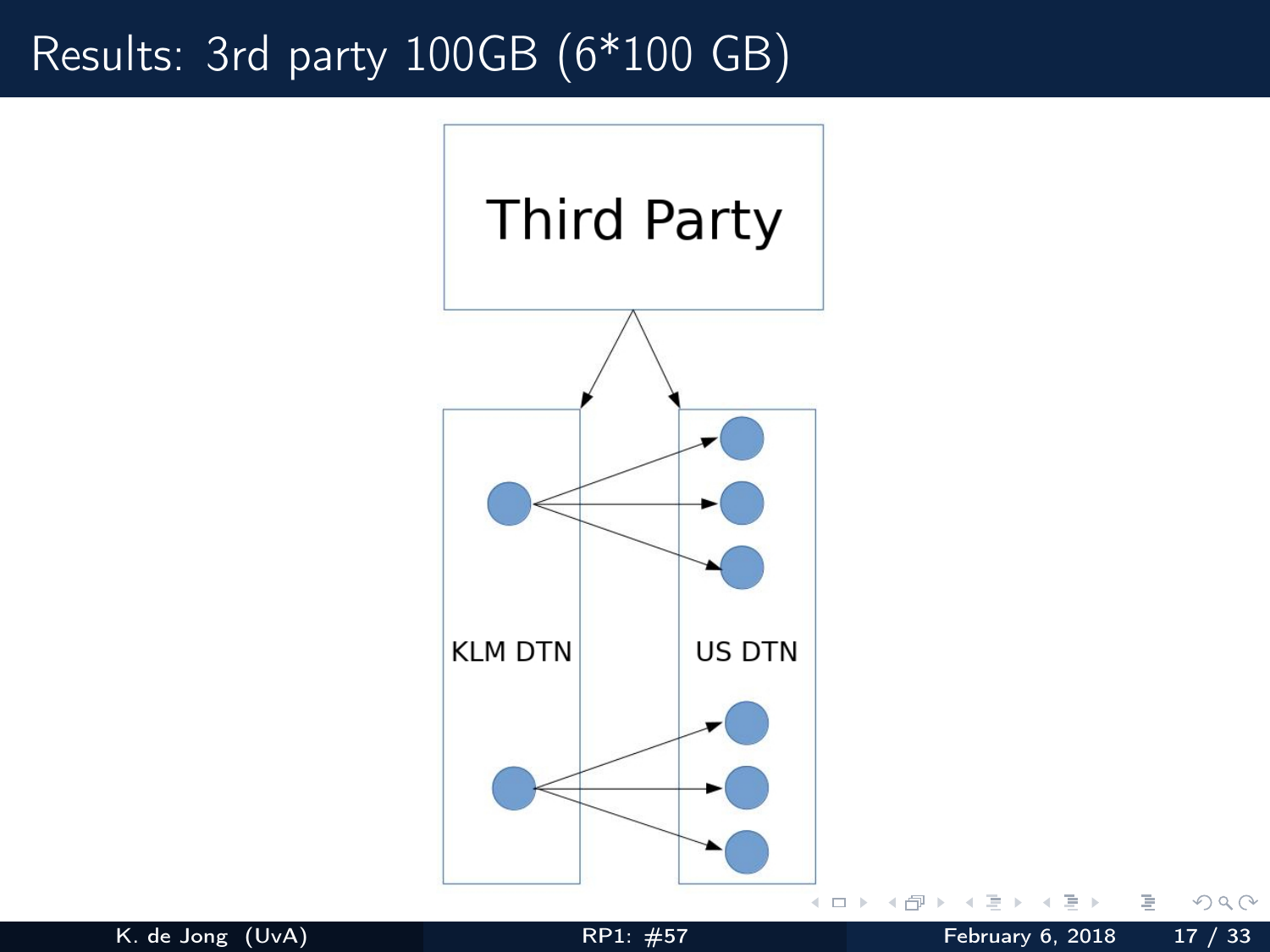# Results: 3rd party 100GB (6*100 GB)

Third Party

KLM DTN

US DTN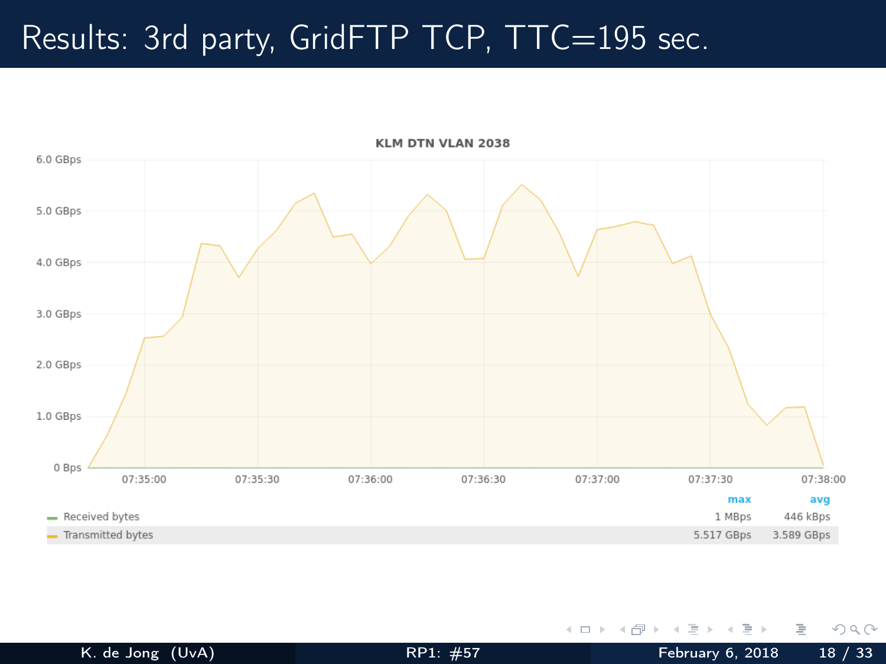# Results: 3rd party, GridFTP TCP, TTC=195 sec.

**KLM DTN VLAN 2038**

| | max | avg |
|---|---|---|
| Received bytes | 1 MBps | 446 kBps |
| Transmitted bytes | 5.517 GBps | 3.589 GBps |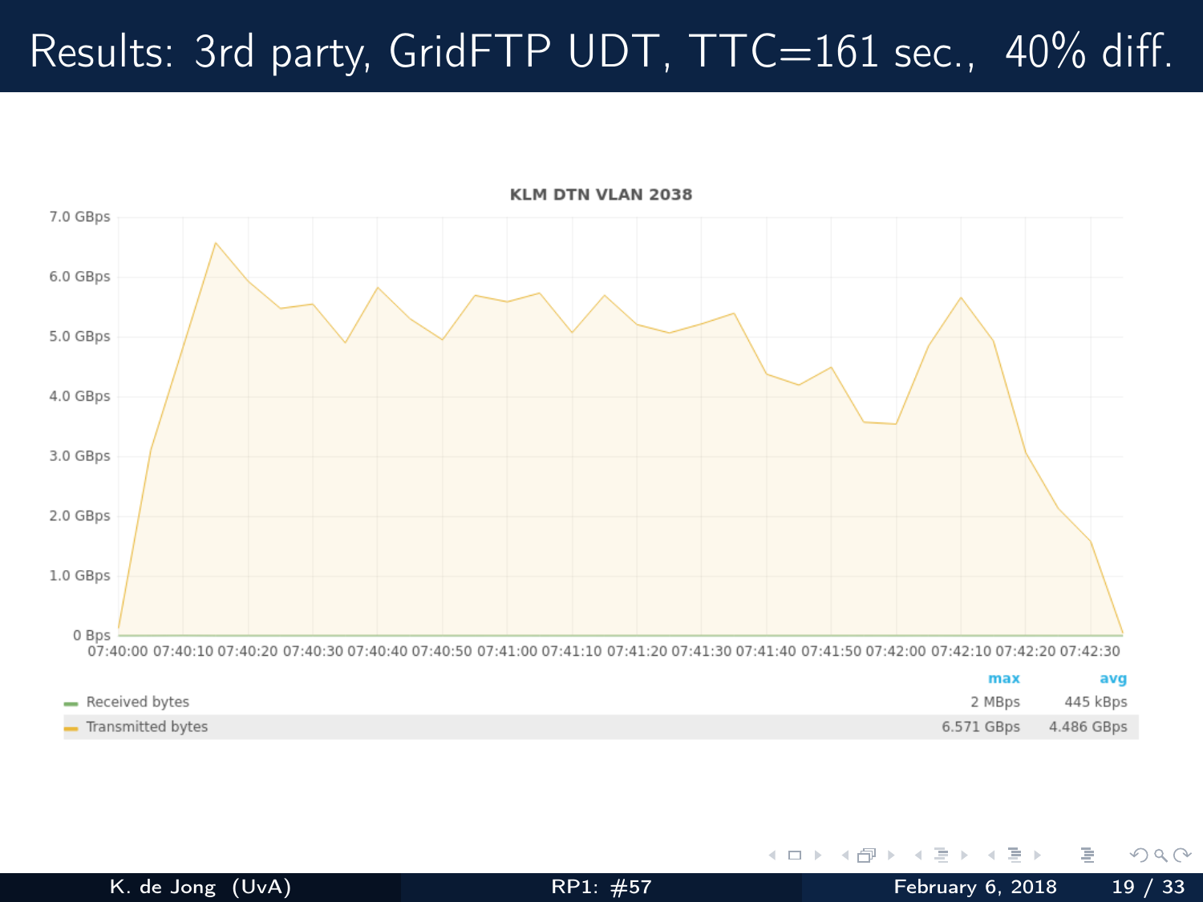# Results: 3rd party, GridFTP UDT, TTC=161 sec., 40% diff.

**KLM DTN VLAN 2038**

| | max | avg |
|---|---|---|
| Received bytes | 2 MBps | 445 kBps |
| Transmitted bytes | 6.571 GBps | 4.486 GBps |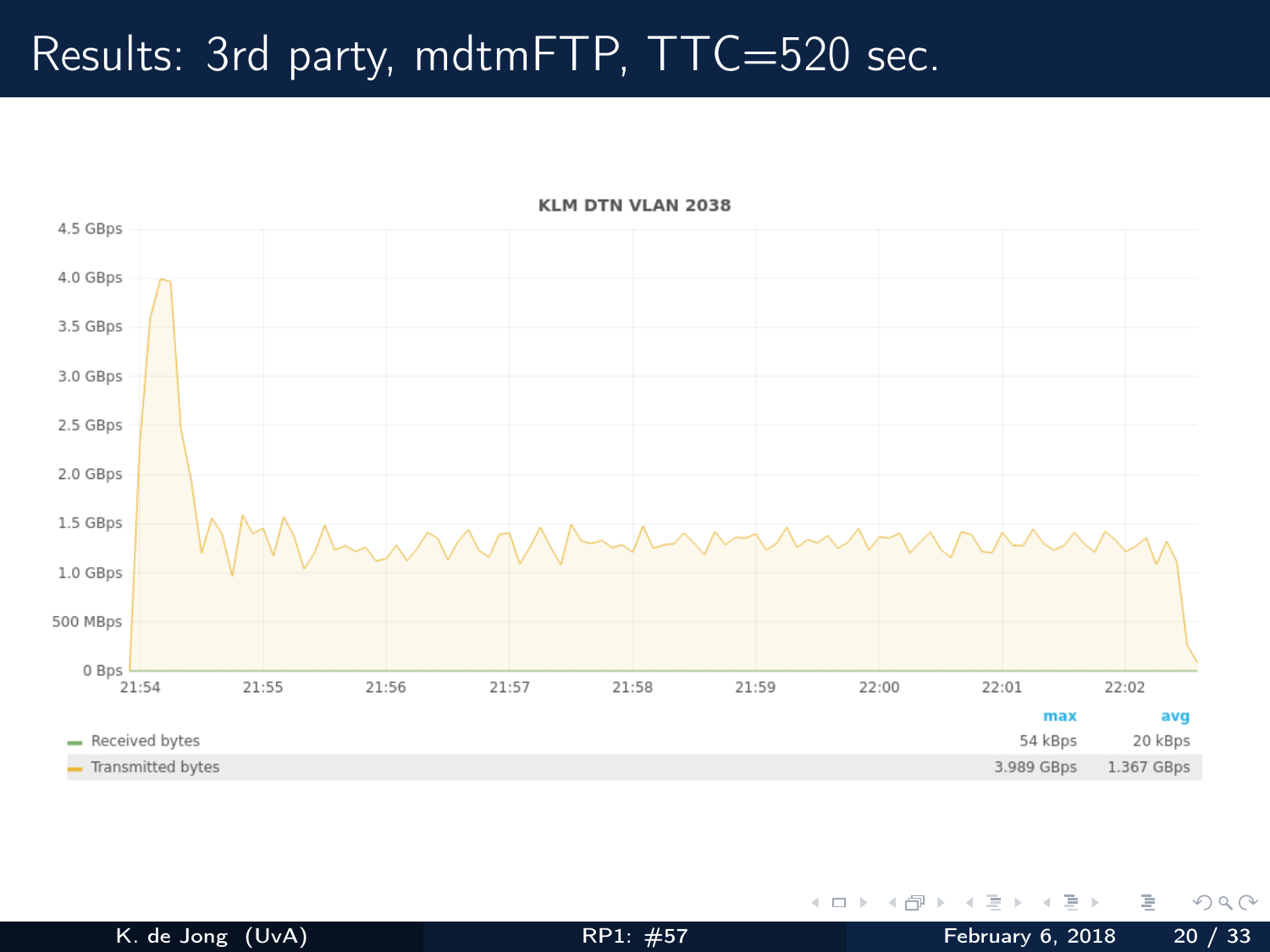# Results: 3rd party, mdtmFTP, TTC=520 sec.

KLM DTN VLAN 2038

|  | max | avg |
| --- | --- | --- |
| Received bytes | 54 kBps | 20 kBps |
| Transmitted bytes | 3.989 GBps | 1.367 GBps |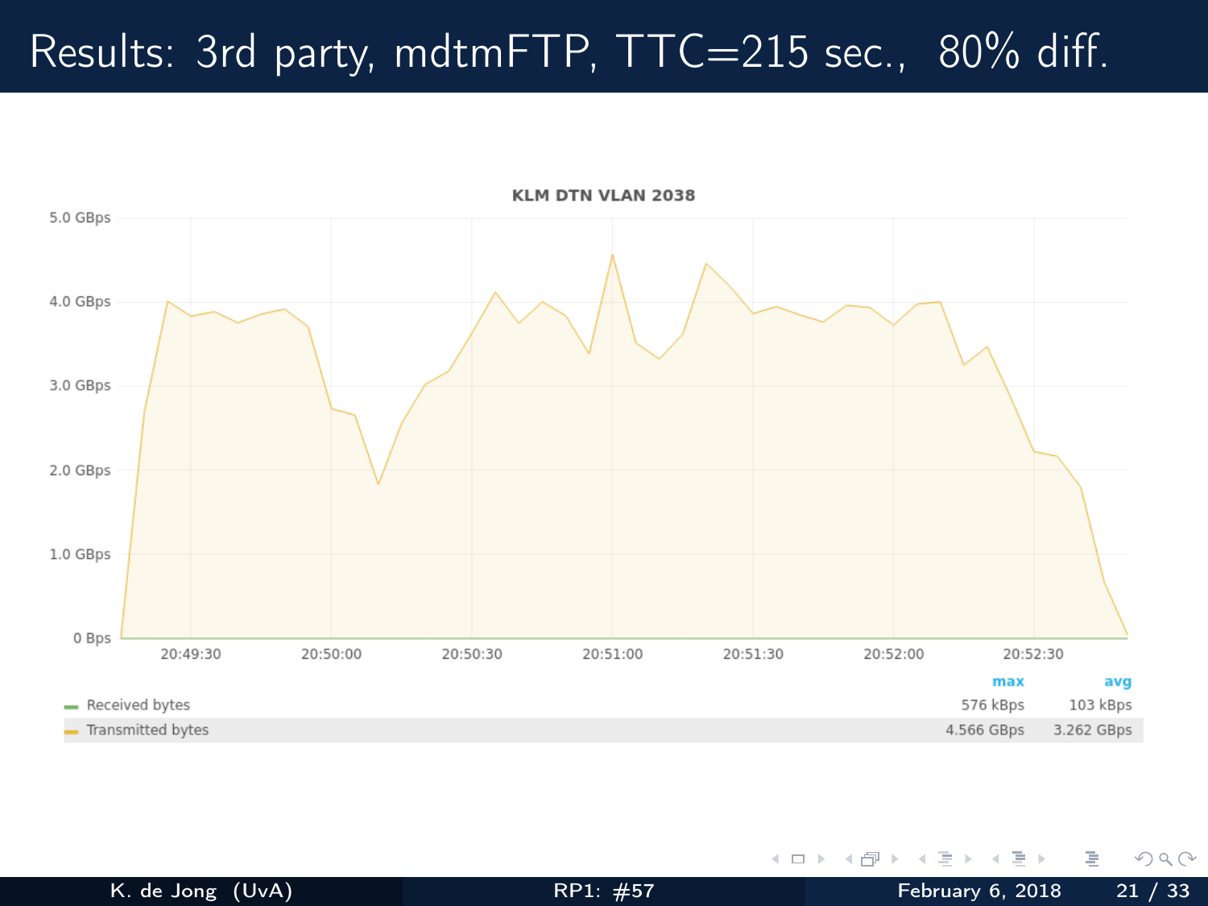# Results: 3rd party, mdtmFTP, TTC=215 sec., 80% diff.

**KLM DTN VLAN 2038**

| | max | avg |
|---|---|---|
| Received bytes | 576 kBps | 103 kBps |
| Transmitted bytes | 4.566 GBps | 3.262 GBps |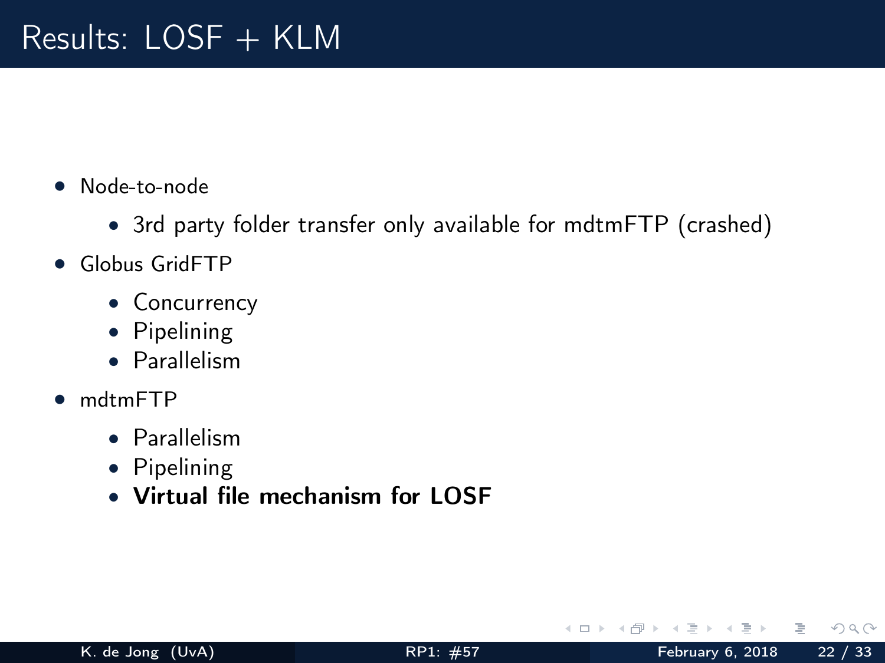# Results: LOSF + KLM

- Node-to-node
  - 3rd party folder transfer only available for mdtmFTP (crashed)
- Globus GridFTP
  - Concurrency
  - Pipelining
  - Parallelism
- mdtmFTP
  - Parallelism
  - Pipelining
  - **Virtual file mechanism for LOSF**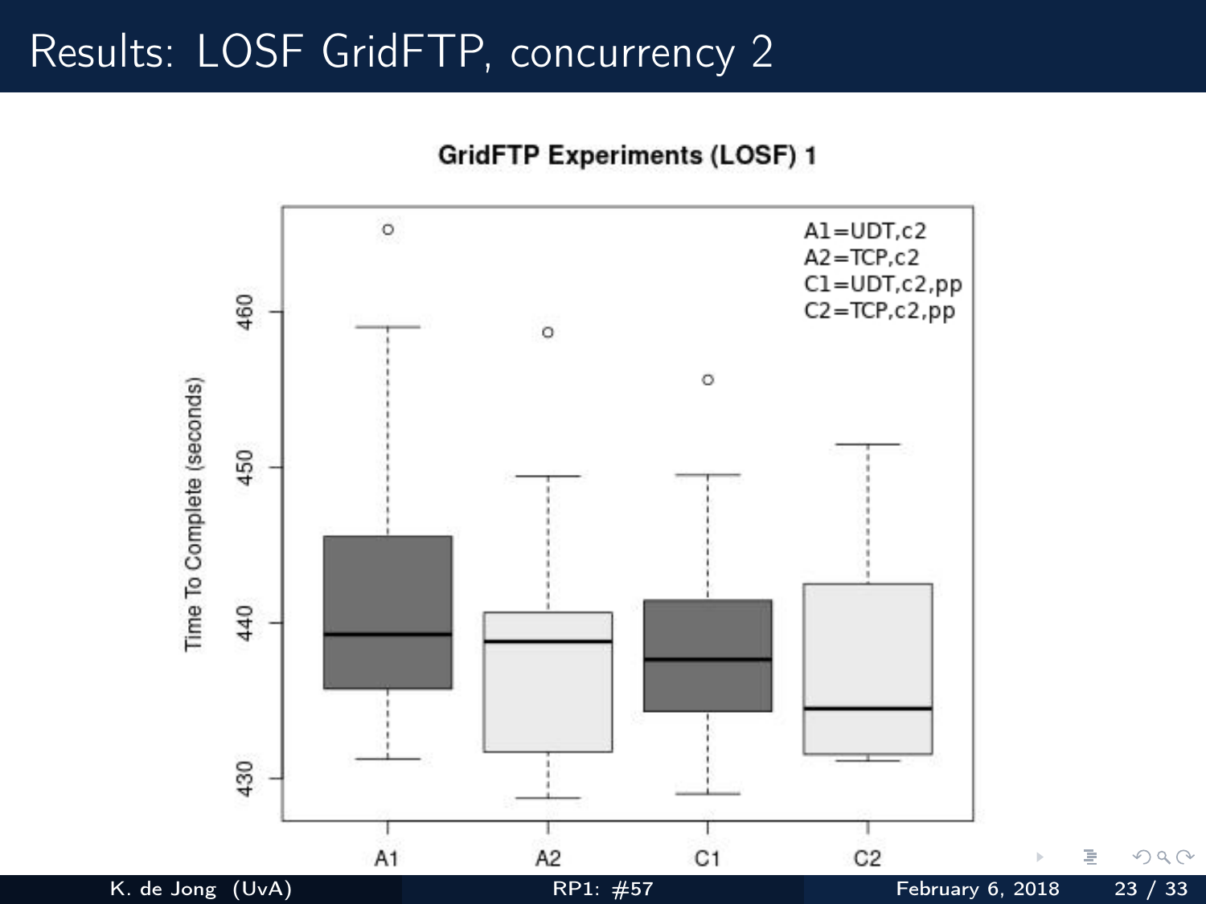# Results: LOSF GridFTP, concurrency 2

**GridFTP Experiments (LOSF) 1**

A1=UDT,c2
A2=TCP,c2
C1=UDT,c2,pp
C2=TCP,c2,pp

Time To Complete (seconds)

430 440 450 460

A1 A2 C1 C2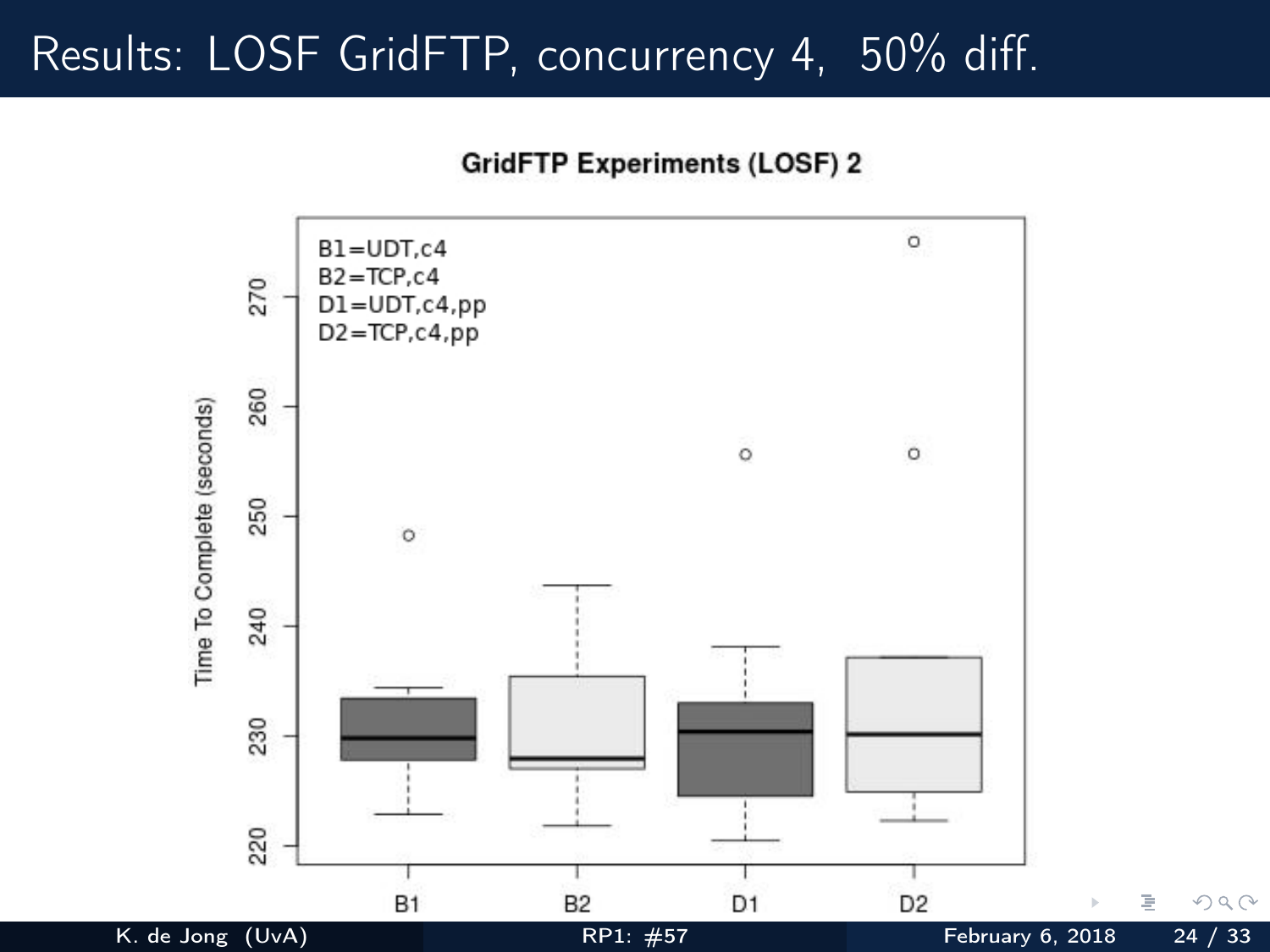# Results: LOSF GridFTP, concurrency 4, 50% diff.

**GridFTP Experiments (LOSF) 2**

B1=UDT,c4
B2=TCP,c4
D1=UDT,c4,pp
D2=TCP,c4,pp

Time To Complete (seconds)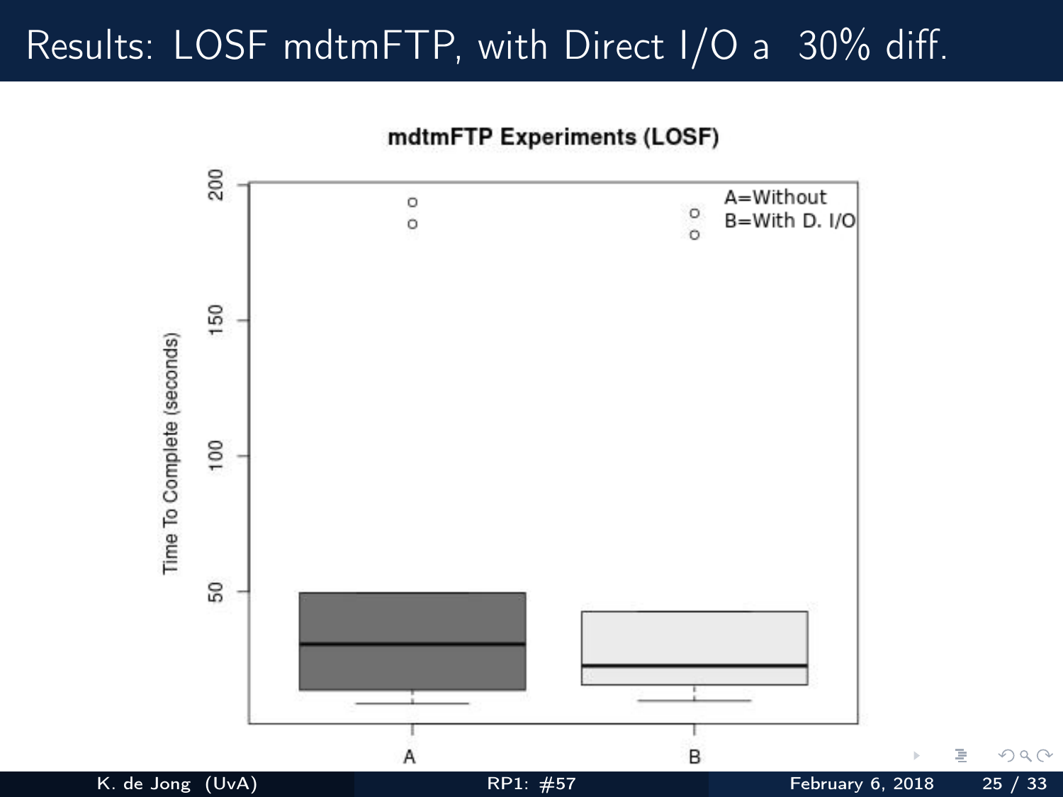# Results: LOSF mdtmFTP, with Direct I/O a 30% diff.

**mdtmFTP Experiments (LOSF)**

A=Without
B=With D. I/O

Time To Complete (seconds)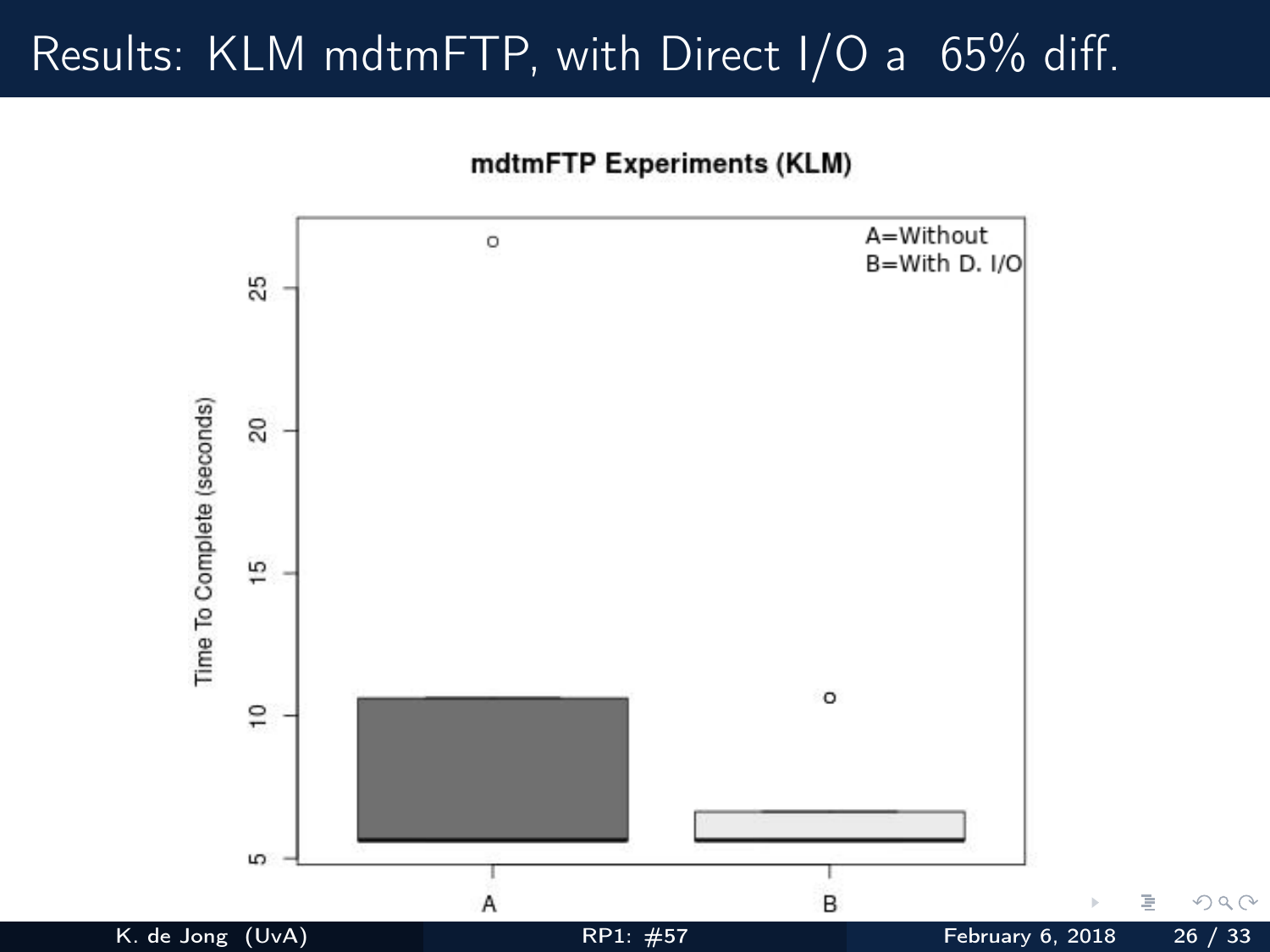# Results: KLM mdtmFTP, with Direct I/O a 65% diff.

**mdtmFTP Experiments (KLM)**

A=Without
B=With D. I/O

Time To Complete (seconds)

25
20
15
10
5

A
B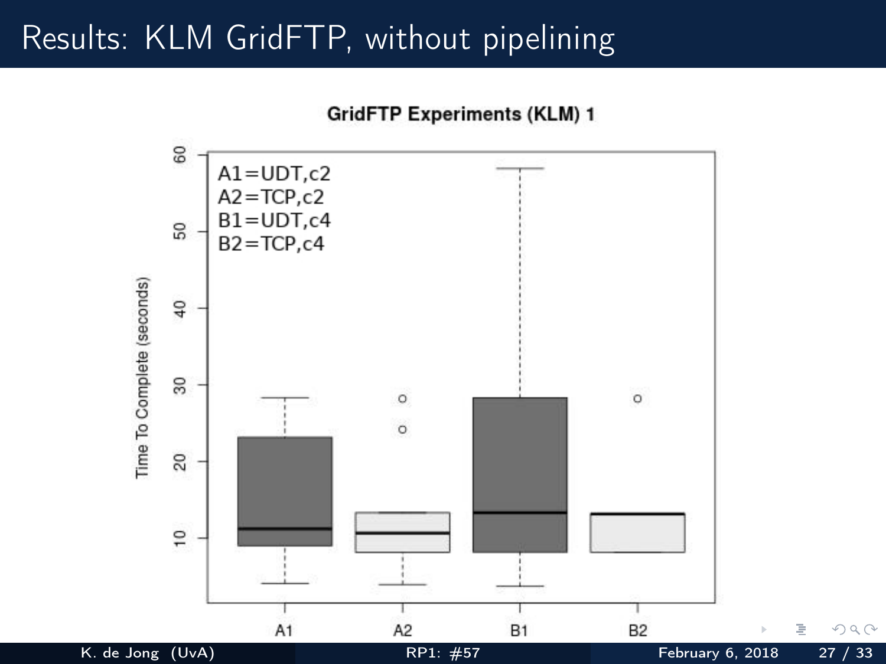# Results: KLM GridFTP, without pipelining

GridFTP Experiments (KLM) 1

A1=UDT,c2
A2=TCP,c2
B1=UDT,c4
B2=TCP,c4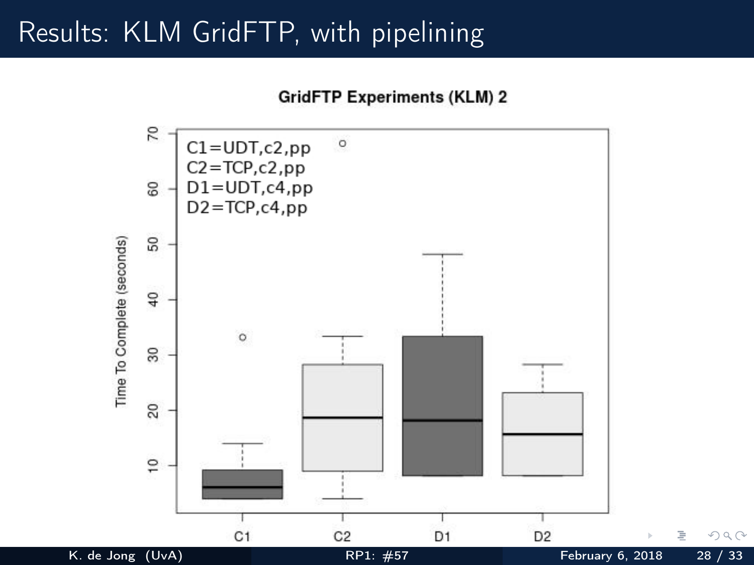# Results: KLM GridFTP, with pipelining

**GridFTP Experiments (KLM) 2**

C1=UDT,c2,pp
C2=TCP,c2,pp
D1=UDT,c4,pp
D2=TCP,c4,pp

Time To Complete (seconds)

C1 C2 D1 D2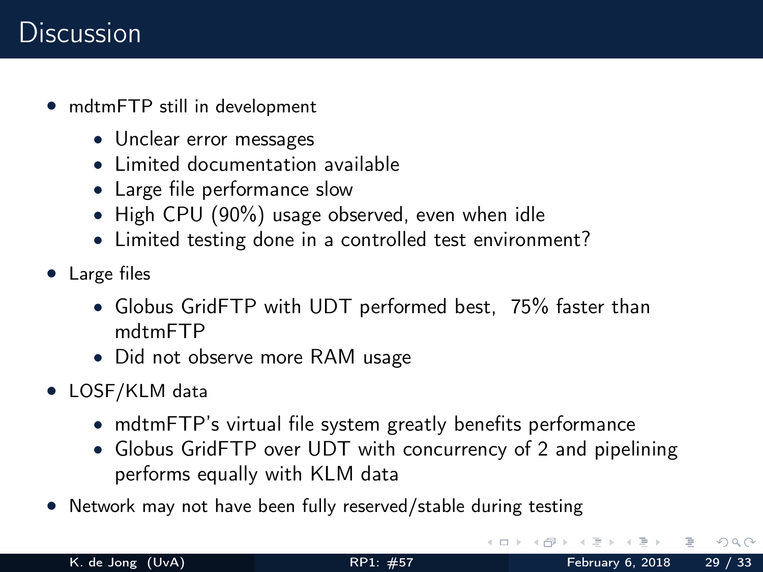# Discussion

- mdtmFTP still in development
  - Unclear error messages
  - Limited documentation available
  - Large file performance slow
  - High CPU (90%) usage observed, even when idle
  - Limited testing done in a controlled test environment?
- Large files
  - Globus GridFTP with UDT performed best, 75% faster than mdtmFTP
  - Did not observe more RAM usage
- LOSF/KLM data
  - mdtmFTP's virtual file system greatly benefits performance
  - Globus GridFTP over UDT with concurrency of 2 and pipelining performs equally with KLM data
- Network may not have been fully reserved/stable during testing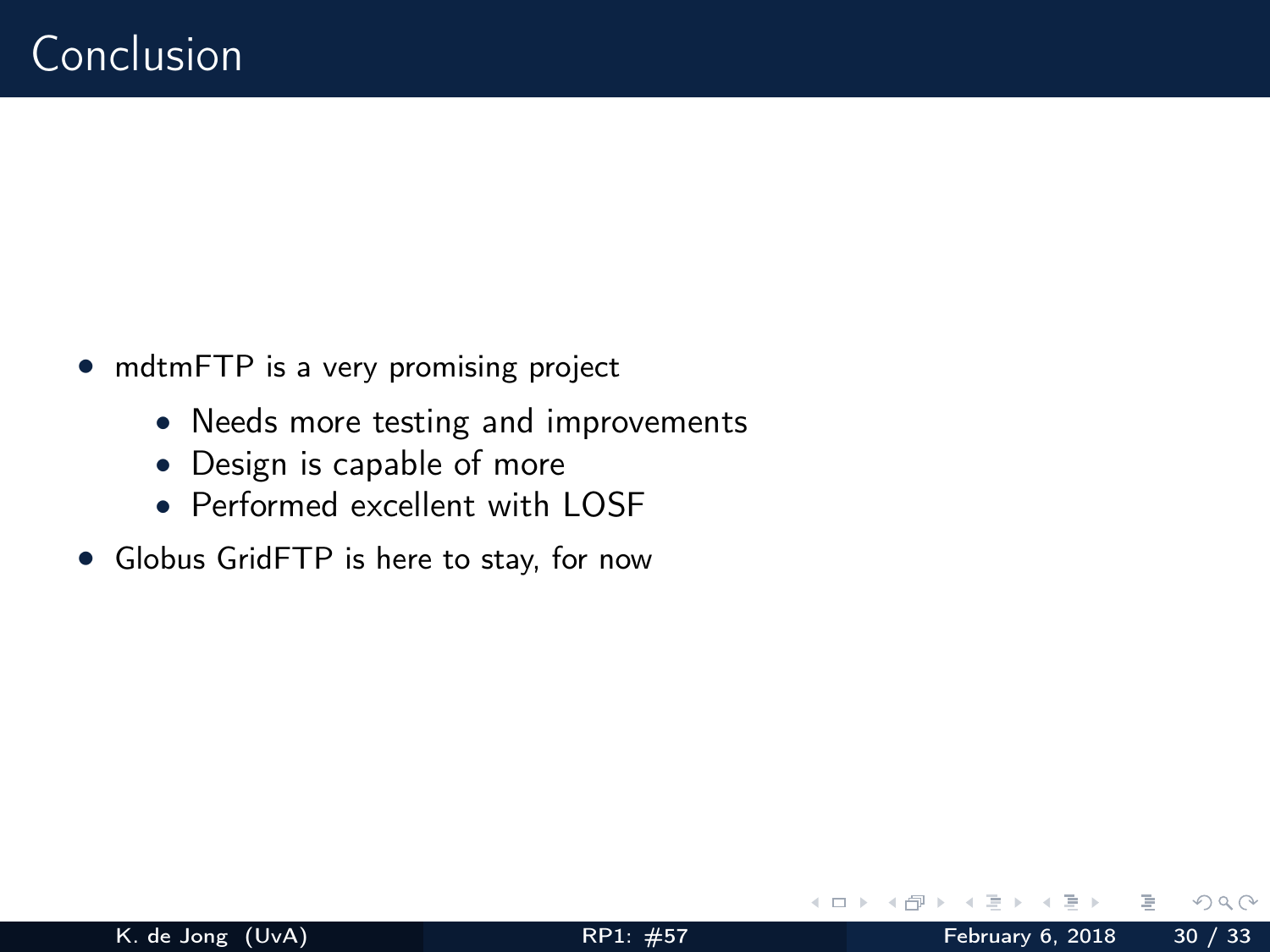# Conclusion

- mdtmFTP is a very promising project
    - Needs more testing and improvements
    - Design is capable of more
    - Performed excellent with LOSF
- Globus GridFTP is here to stay, for now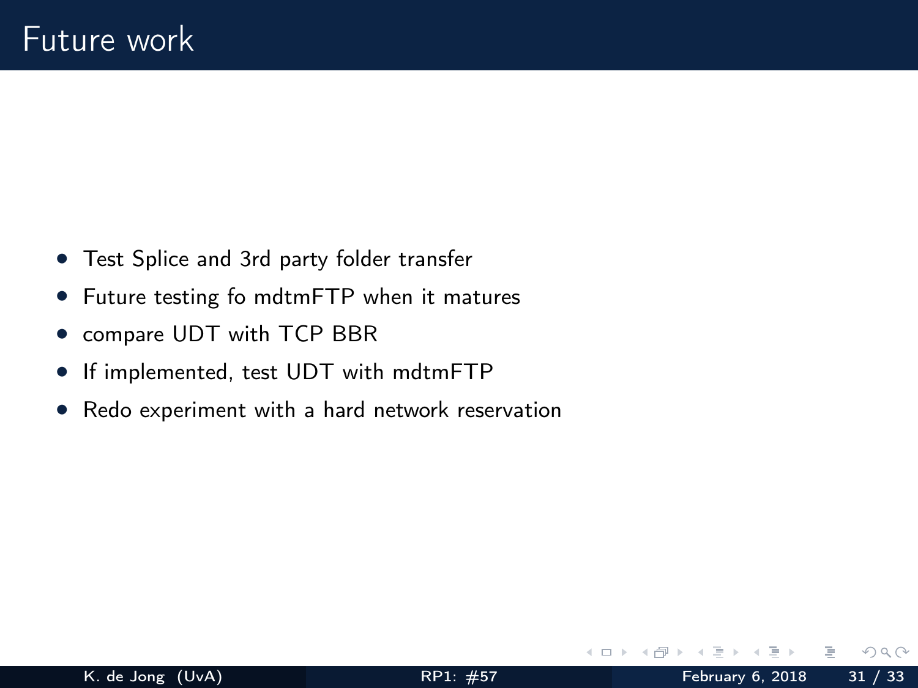# Future work

- Test Splice and 3rd party folder transfer
- Future testing fo mdtmFTP when it matures
- compare UDT with TCP BBR
- If implemented, test UDT with mdtmFTP
- Redo experiment with a hard network reservation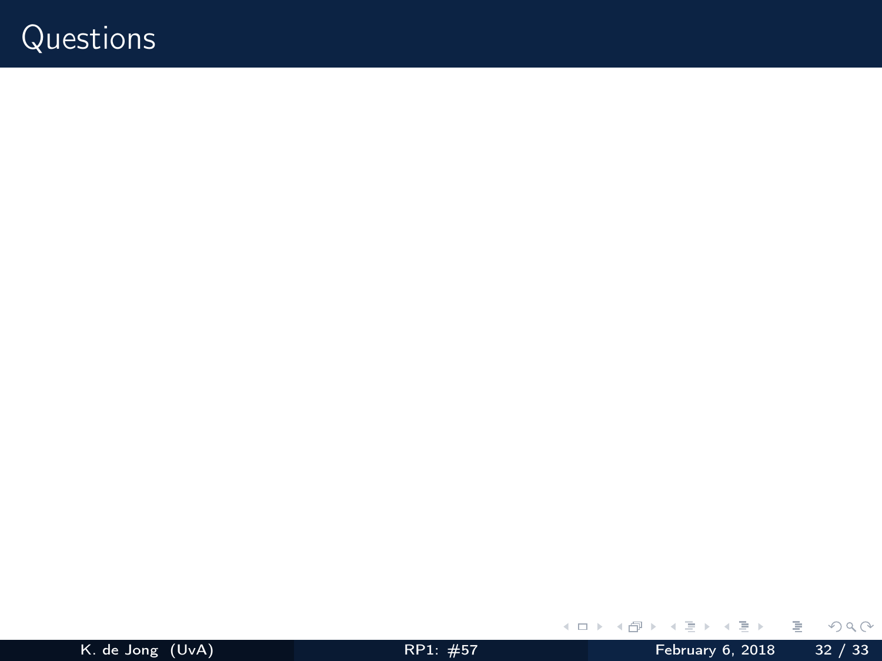# Questions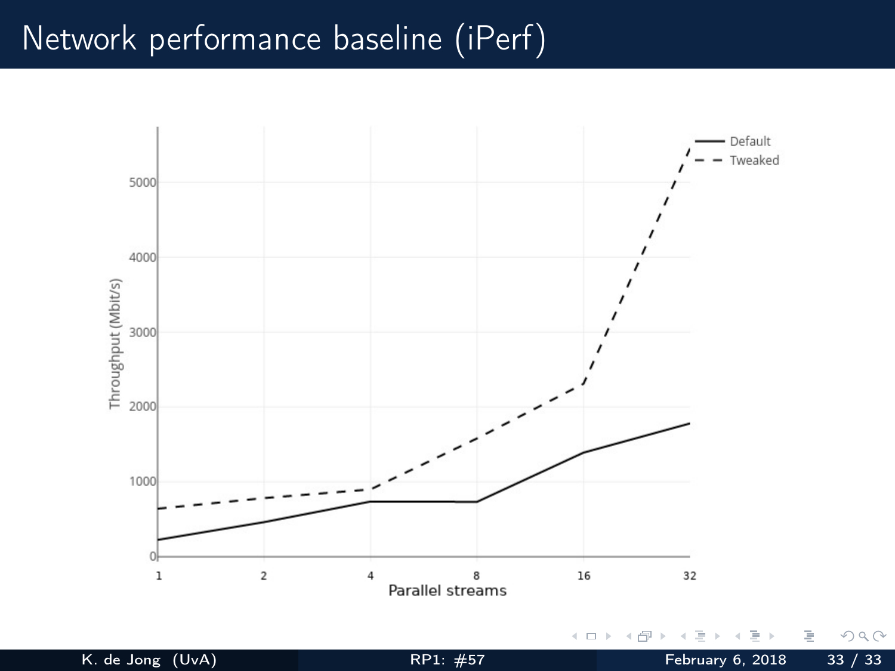# Network performance baseline (iPerf)

Default
Tweaked

Throughput (Mbit/s)

5000
4000
3000
2000
1000
0

1
2
4
8
16
32

Parallel streams